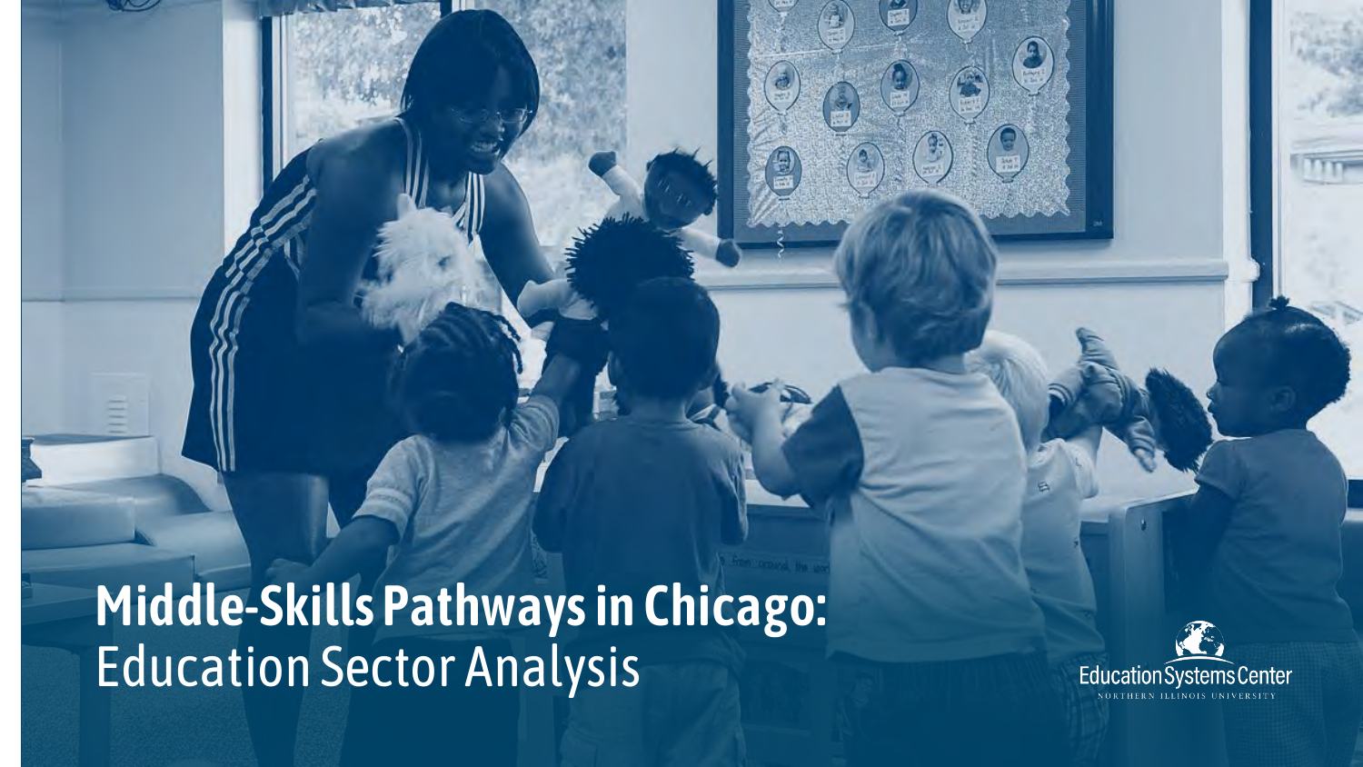# Middle-Skills Pathways in Chicago: Education Sector Analysis

Education Systems Center
NORTHERN ILLINOIS UNIVERSITY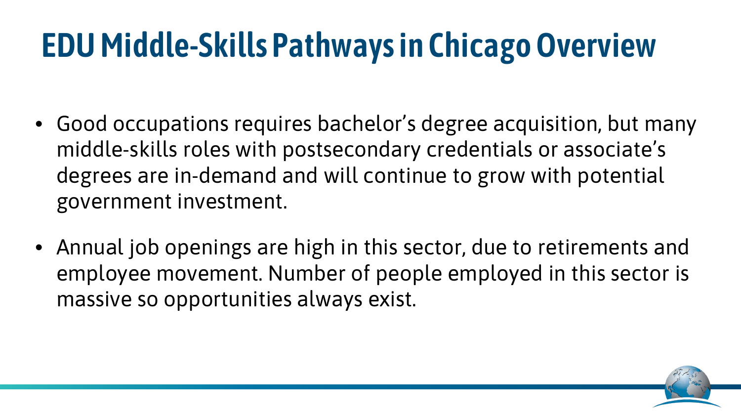# EDU Middle-Skills Pathways in Chicago Overview

- Good occupations requires bachelor's degree acquisition, but many middle-skills roles with postsecondary credentials or associate's degrees are in-demand and will continue to grow with potential government investment.
- Annual job openings are high in this sector, due to retirements and employee movement. Number of people employed in this sector is massive so opportunities always exist.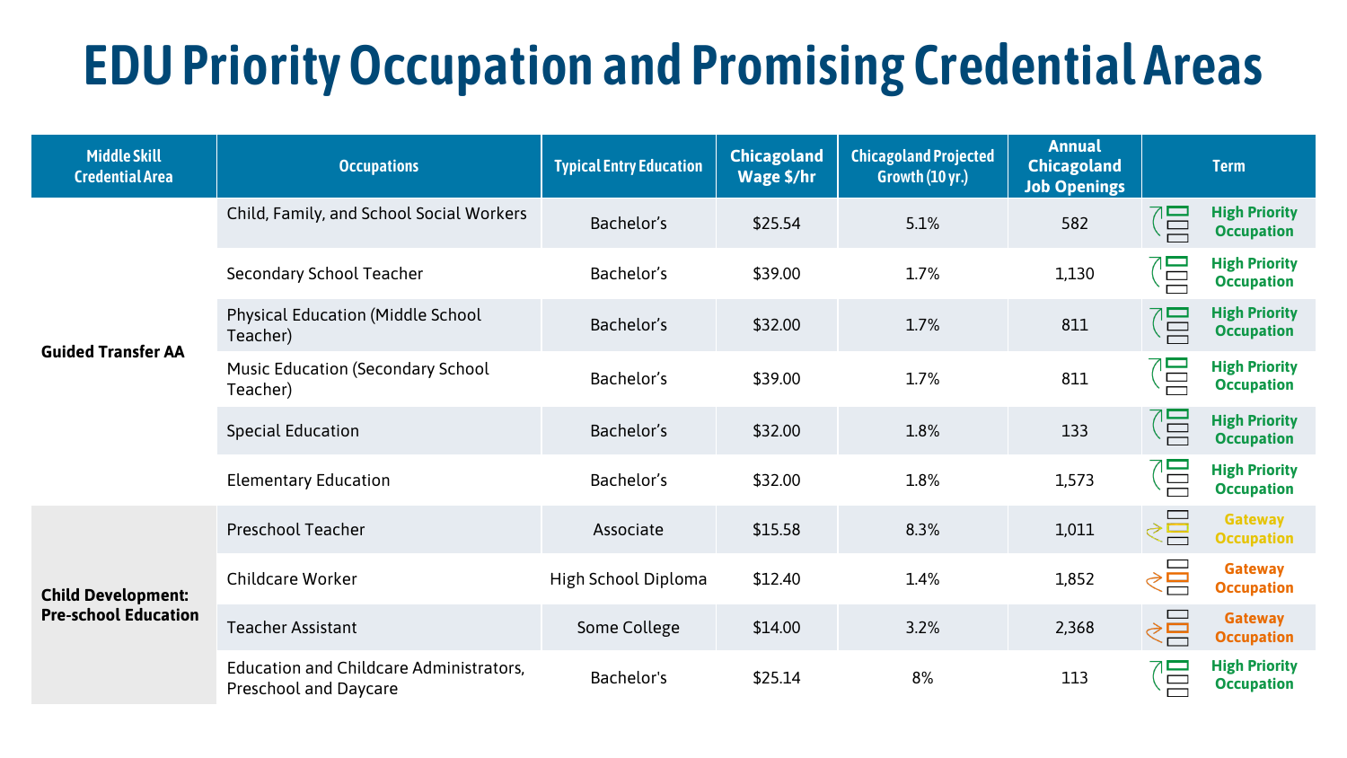# EDU Priority Occupation and Promising Credential Areas

| Middle Skill Credential Area | Occupations | Typical Entry Education | Chicagoland Wage $/hr | Chicagoland Projected Growth (10 yr.) | Annual Chicagoland Job Openings | Term |
|---|---|---|---|---|---|---|
| **Guided Transfer AA** | Child, Family, and School Social Workers | Bachelor's | $25.54 | 5.1% | 582 | High Priority Occupation |
| | Secondary School Teacher | Bachelor's | $39.00 | 1.7% | 1,130 | High Priority Occupation |
| | Physical Education (Middle School Teacher) | Bachelor's | $32.00 | 1.7% | 811 | High Priority Occupation |
| | Music Education (Secondary School Teacher) | Bachelor's | $39.00 | 1.7% | 811 | High Priority Occupation |
| | Special Education | Bachelor's | $32.00 | 1.8% | 133 | High Priority Occupation |
| | Elementary Education | Bachelor's | $32.00 | 1.8% | 1,573 | High Priority Occupation |
| **Child Development: Pre-school Education** | Preschool Teacher | Associate | $15.58 | 8.3% | 1,011 | Gateway Occupation |
| | Childcare Worker | High School Diploma | $12.40 | 1.4% | 1,852 | Gateway Occupation |
| | Teacher Assistant | Some College | $14.00 | 3.2% | 2,368 | Gateway Occupation |
| | Education and Childcare Administrators, Preschool and Daycare | Bachelor's | $25.14 | 8% | 113 | High Priority Occupation |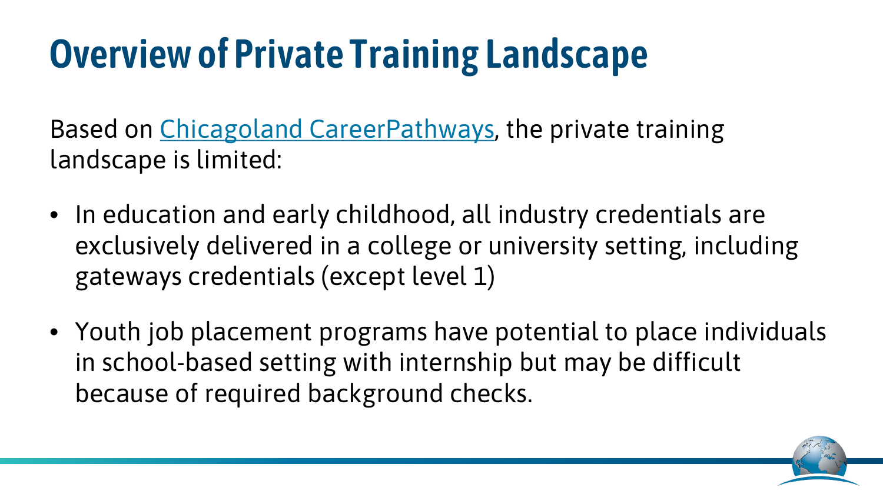# Overview of Private Training Landscape

Based on Chicagoland CareerPathways, the private training landscape is limited:

- In education and early childhood, all industry credentials are exclusively delivered in a college or university setting, including gateways credentials (except level 1)
- Youth job placement programs have potential to place individuals in school-based setting with internship but may be difficult because of required background checks.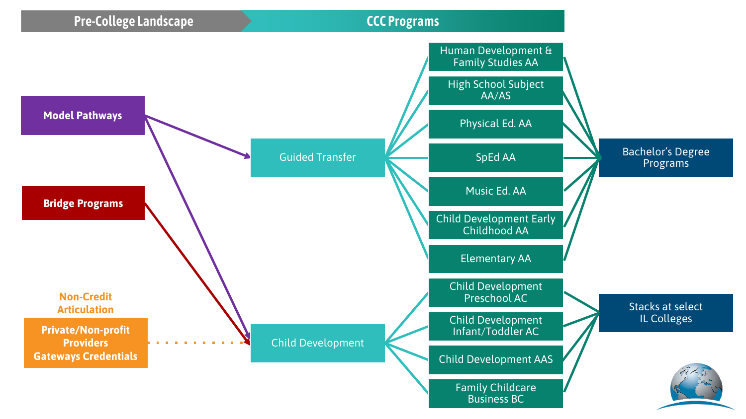## Pre-College Landscape → CCC Programs

**Pre-College Landscape**

- **Model Pathways** → Guided Transfer; Child Development
- **Bridge Programs** → Child Development
- **Non-Credit Articulation**: **Private/Non-profit Providers Gateways Credentials** → Child Development

**CCC Programs**

- Guided Transfer
  - Human Development & Family Studies AA
  - High School Subject AA/AS
  - Physical Ed. AA
  - SpEd AA
  - Music Ed. AA
  - Child Development Early Childhood AA
  - Elementary AA
  - → Bachelor's Degree Programs
- Child Development
  - Child Development Preschool AC
  - Child Development Infant/Toddler AC
  - Child Development AAS
  - Family Childcare Business BC
  - → Stacks at select IL Colleges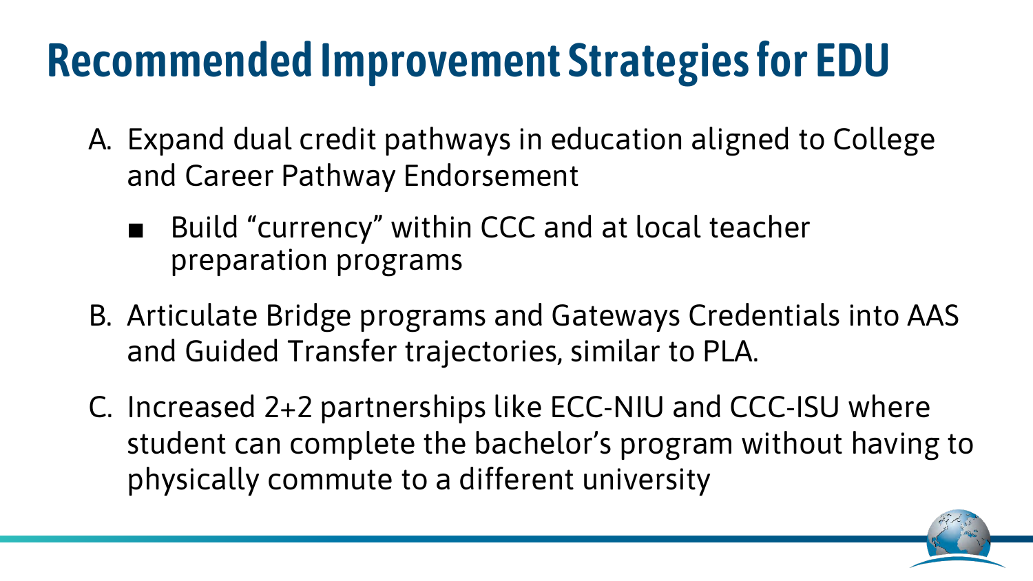# Recommended Improvement Strategies for EDU

A. Expand dual credit pathways in education aligned to College and Career Pathway Endorsement

   - Build "currency" within CCC and at local teacher preparation programs

B. Articulate Bridge programs and Gateways Credentials into AAS and Guided Transfer trajectories, similar to PLA.

C. Increased 2+2 partnerships like ECC-NIU and CCC-ISU where student can complete the bachelor's program without having to physically commute to a different university